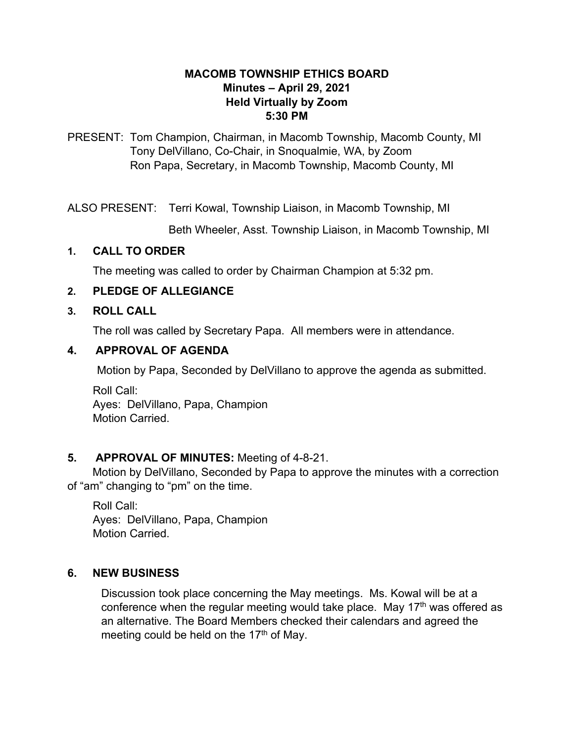# MACOMB TOWNSHIP ETHICS BOARD
## Minutes – April 29, 2021
## Held Virtually by Zoom
## 5:30 PM

PRESENT: Tom Champion, Chairman, in Macomb Township, Macomb County, MI
Tony DelVillano, Co-Chair, in Snoqualmie, WA, by Zoom
Ron Papa, Secretary, in Macomb Township, Macomb County, MI

ALSO PRESENT: Terri Kowal, Township Liaison, in Macomb Township, MI

Beth Wheeler, Asst. Township Liaison, in Macomb Township, MI

### 1. CALL TO ORDER

The meeting was called to order by Chairman Champion at 5:32 pm.

### 2. PLEDGE OF ALLEGIANCE

### 3. ROLL CALL

The roll was called by Secretary Papa. All members were in attendance.

### 4. APPROVAL OF AGENDA

Motion by Papa, Seconded by DelVillano to approve the agenda as submitted.

Roll Call:
Ayes: DelVillano, Papa, Champion
Motion Carried.

### 5. APPROVAL OF MINUTES: Meeting of 4-8-21.

Motion by DelVillano, Seconded by Papa to approve the minutes with a correction of "am" changing to "pm" on the time.

Roll Call:
Ayes: DelVillano, Papa, Champion
Motion Carried.

### 6. NEW BUSINESS

Discussion took place concerning the May meetings. Ms. Kowal will be at a conference when the regular meeting would take place. May 17th was offered as an alternative. The Board Members checked their calendars and agreed the meeting could be held on the 17th of May.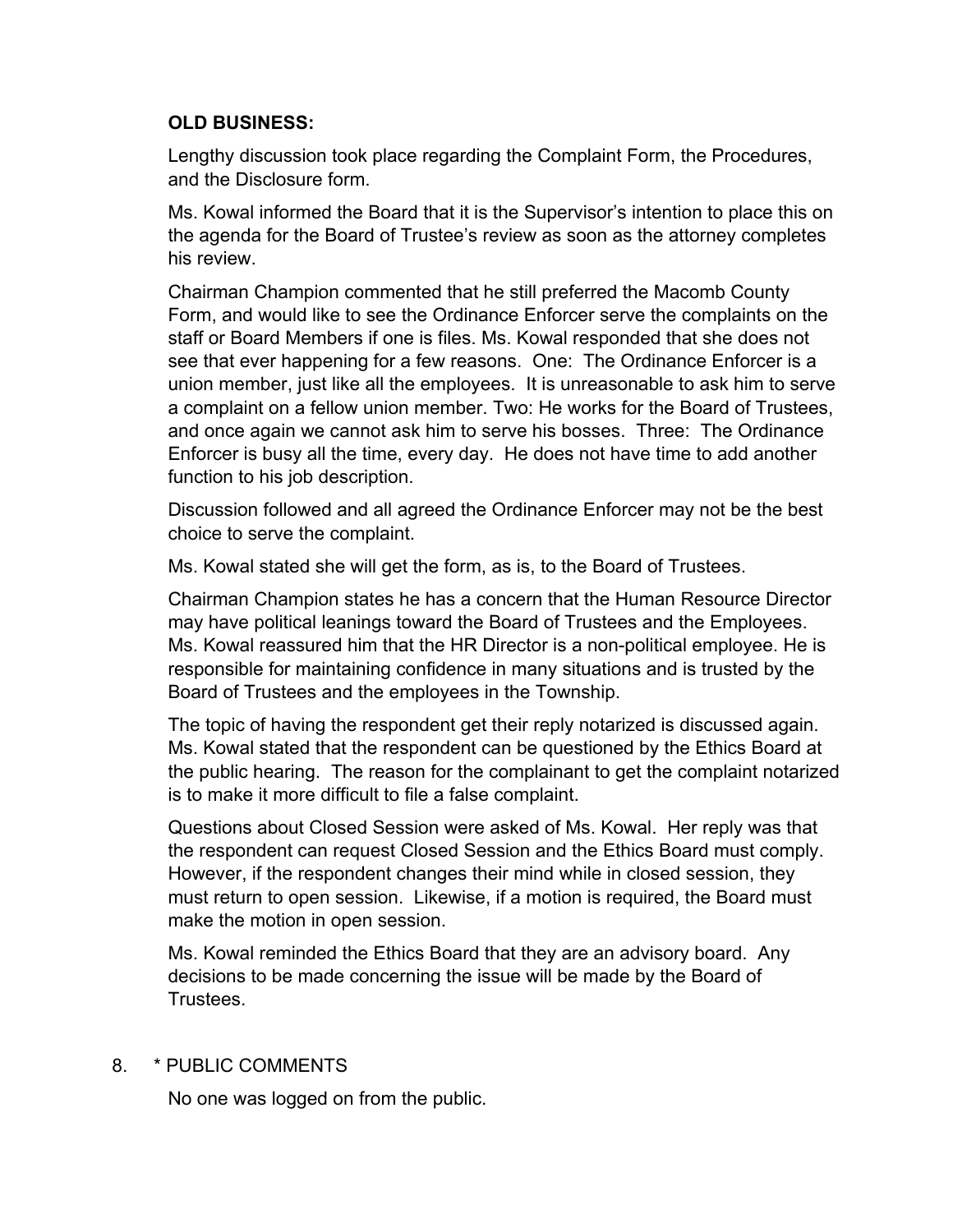**OLD BUSINESS:**

Lengthy discussion took place regarding the Complaint Form, the Procedures, and the Disclosure form.

Ms. Kowal informed the Board that it is the Supervisor's intention to place this on the agenda for the Board of Trustee's review as soon as the attorney completes his review.

Chairman Champion commented that he still preferred the Macomb County Form, and would like to see the Ordinance Enforcer serve the complaints on the staff or Board Members if one is files. Ms. Kowal responded that she does not see that ever happening for a few reasons. One: The Ordinance Enforcer is a union member, just like all the employees. It is unreasonable to ask him to serve a complaint on a fellow union member. Two: He works for the Board of Trustees, and once again we cannot ask him to serve his bosses. Three: The Ordinance Enforcer is busy all the time, every day. He does not have time to add another function to his job description.

Discussion followed and all agreed the Ordinance Enforcer may not be the best choice to serve the complaint.

Ms. Kowal stated she will get the form, as is, to the Board of Trustees.

Chairman Champion states he has a concern that the Human Resource Director may have political leanings toward the Board of Trustees and the Employees. Ms. Kowal reassured him that the HR Director is a non-political employee. He is responsible for maintaining confidence in many situations and is trusted by the Board of Trustees and the employees in the Township.

The topic of having the respondent get their reply notarized is discussed again. Ms. Kowal stated that the respondent can be questioned by the Ethics Board at the public hearing. The reason for the complainant to get the complaint notarized is to make it more difficult to file a false complaint.

Questions about Closed Session were asked of Ms. Kowal. Her reply was that the respondent can request Closed Session and the Ethics Board must comply. However, if the respondent changes their mind while in closed session, they must return to open session. Likewise, if a motion is required, the Board must make the motion in open session.

Ms. Kowal reminded the Ethics Board that they are an advisory board. Any decisions to be made concerning the issue will be made by the Board of Trustees.

8. * PUBLIC COMMENTS

No one was logged on from the public.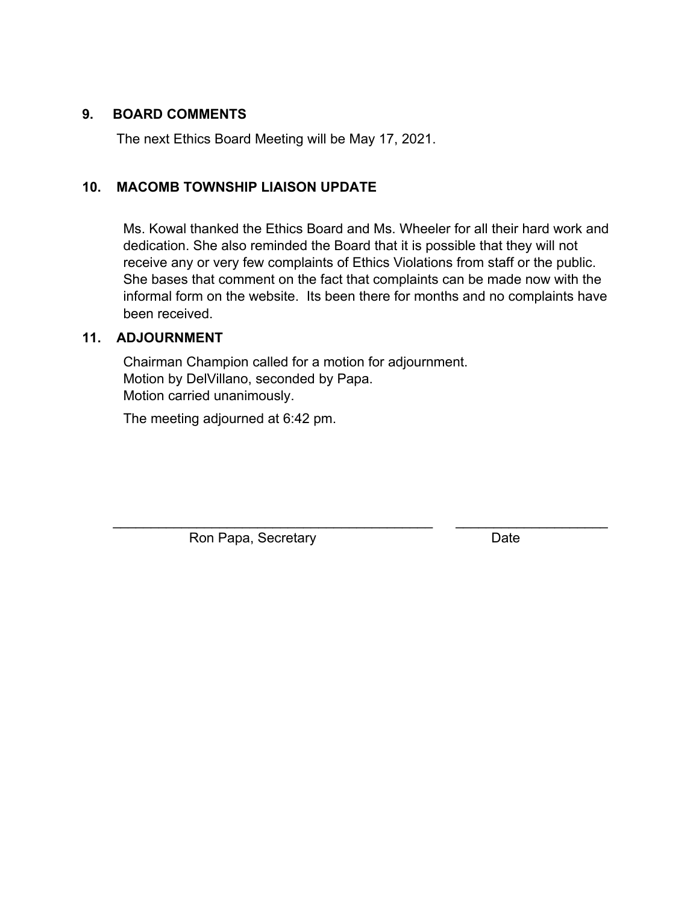## 9. BOARD COMMENTS

The next Ethics Board Meeting will be May 17, 2021.

## 10. MACOMB TOWNSHIP LIAISON UPDATE

Ms. Kowal thanked the Ethics Board and Ms. Wheeler for all their hard work and dedication. She also reminded the Board that it is possible that they will not receive any or very few complaints of Ethics Violations from staff or the public. She bases that comment on the fact that complaints can be made now with the informal form on the website. Its been there for months and no complaints have been received.

## 11. ADJOURNMENT

Chairman Champion called for a motion for adjournment.
Motion by DelVillano, seconded by Papa.
Motion carried unanimously.

The meeting adjourned at 6:42 pm.

_____________________________________________ _____________________

Ron Papa, Secretary Date